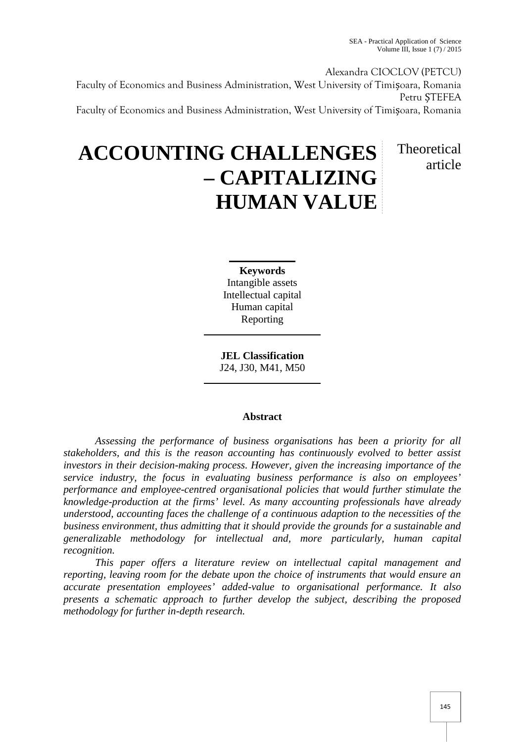Alexandra CIOCLOV (PETCU)
Faculty of Economics and Business Administration, West University of Timişoara, Romania
Petru ȘTEFEA
Faculty of Economics and Business Administration, West University of Timişoara, Romania

# ACCOUNTING CHALLENGES – CAPITALIZING HUMAN VALUE

Theoretical article

**Keywords**
Intangible assets
Intellectual capital
Human capital
Reporting

**JEL Classification**
J24, J30, M41, M50

## Abstract

*Assessing the performance of business organisations has been a priority for all stakeholders, and this is the reason accounting has continuously evolved to better assist investors in their decision-making process. However, given the increasing importance of the service industry, the focus in evaluating business performance is also on employees' performance and employee-centred organisational policies that would further stimulate the knowledge-production at the firms' level. As many accounting professionals have already understood, accounting faces the challenge of a continuous adaption to the necessities of the business environment, thus admitting that it should provide the grounds for a sustainable and generalizable methodology for intellectual and, more particularly, human capital recognition.*

*This paper offers a literature review on intellectual capital management and reporting, leaving room for the debate upon the choice of instruments that would ensure an accurate presentation employees' added-value to organisational performance. It also presents a schematic approach to further develop the subject, describing the proposed methodology for further in-depth research.*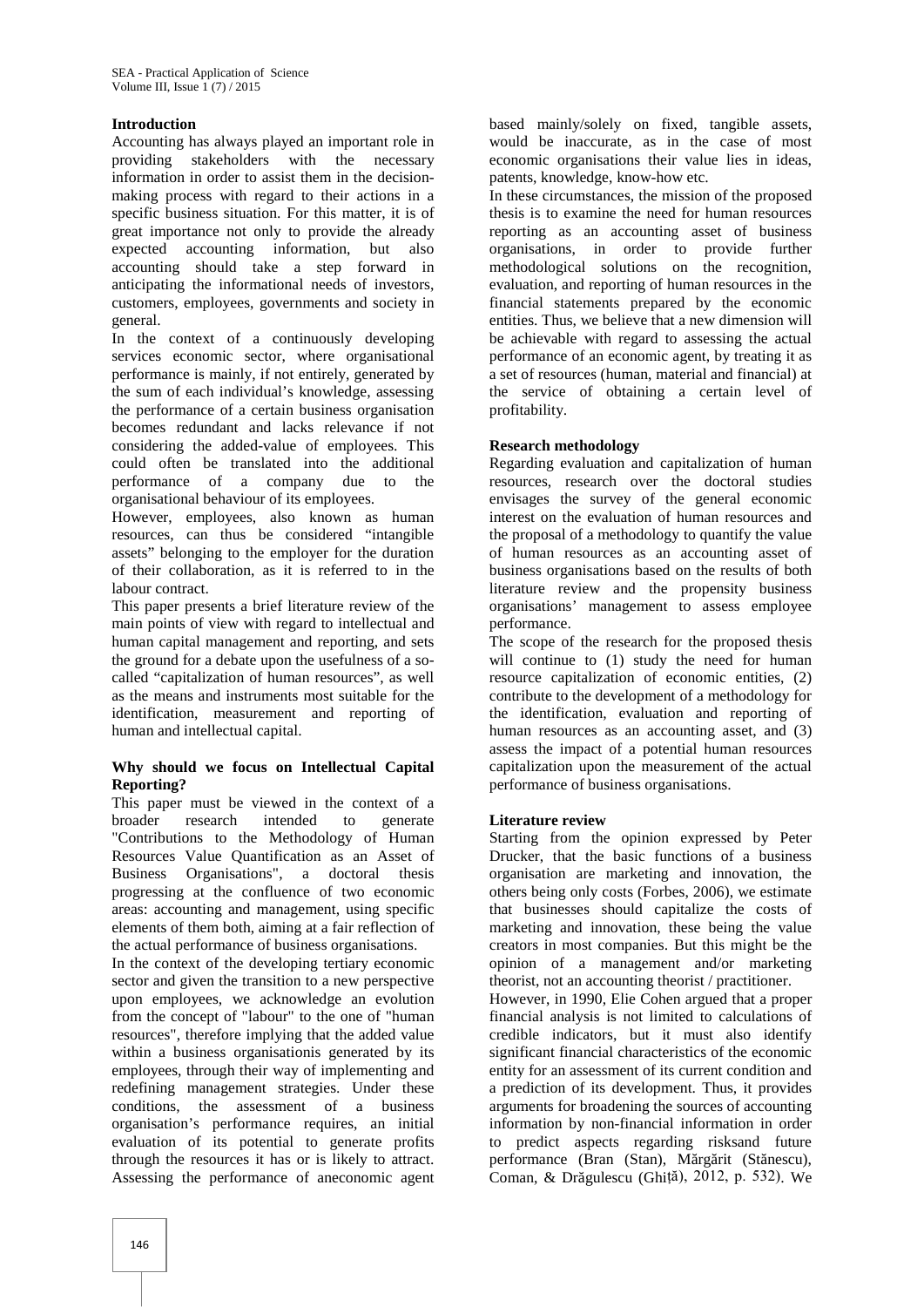## Introduction

Accounting has always played an important role in providing stakeholders with the necessary information in order to assist them in the decision-making process with regard to their actions in a specific business situation. For this matter, it is of great importance not only to provide the already expected accounting information, but also accounting should take a step forward in anticipating the informational needs of investors, customers, employees, governments and society in general.

In the context of a continuously developing services economic sector, where organisational performance is mainly, if not entirely, generated by the sum of each individual's knowledge, assessing the performance of a certain business organisation becomes redundant and lacks relevance if not considering the added-value of employees. This could often be translated into the additional performance of a company due to the organisational behaviour of its employees.

However, employees, also known as human resources, can thus be considered "intangible assets" belonging to the employer for the duration of their collaboration, as it is referred to in the labour contract.

This paper presents a brief literature review of the main points of view with regard to intellectual and human capital management and reporting, and sets the ground for a debate upon the usefulness of a so-called "capitalization of human resources", as well as the means and instruments most suitable for the identification, measurement and reporting of human and intellectual capital.

## Why should we focus on Intellectual Capital Reporting?

This paper must be viewed in the context of a broader research intended to generate "Contributions to the Methodology of Human Resources Value Quantification as an Asset of Business Organisations", a doctoral thesis progressing at the confluence of two economic areas: accounting and management, using specific elements of them both, aiming at a fair reflection of the actual performance of business organisations.

In the context of the developing tertiary economic sector and given the transition to a new perspective upon employees, we acknowledge an evolution from the concept of "labour" to the one of "human resources", therefore implying that the added value within a business organisationis generated by its employees, through their way of implementing and redefining management strategies. Under these conditions, the assessment of a business organisation's performance requires, an initial evaluation of its potential to generate profits through the resources it has or is likely to attract. Assessing the performance of aneconomic agent based mainly/solely on fixed, tangible assets, would be inaccurate, as in the case of most economic organisations their value lies in ideas, patents, knowledge, know-how etc.

In these circumstances, the mission of the proposed thesis is to examine the need for human resources reporting as an accounting asset of business organisations, in order to provide further methodological solutions on the recognition, evaluation, and reporting of human resources in the financial statements prepared by the economic entities. Thus, we believe that a new dimension will be achievable with regard to assessing the actual performance of an economic agent, by treating it as a set of resources (human, material and financial) at the service of obtaining a certain level of profitability.

## Research methodology

Regarding evaluation and capitalization of human resources, research over the doctoral studies envisages the survey of the general economic interest on the evaluation of human resources and the proposal of a methodology to quantify the value of human resources as an accounting asset of business organisations based on the results of both literature review and the propensity business organisations' management to assess employee performance.

The scope of the research for the proposed thesis will continue to (1) study the need for human resource capitalization of economic entities, (2) contribute to the development of a methodology for the identification, evaluation and reporting of human resources as an accounting asset, and (3) assess the impact of a potential human resources capitalization upon the measurement of the actual performance of business organisations.

## Literature review

Starting from the opinion expressed by Peter Drucker, that the basic functions of a business organisation are marketing and innovation, the others being only costs (Forbes, 2006), we estimate that businesses should capitalize the costs of marketing and innovation, these being the value creators in most companies. But this might be the opinion of a management and/or marketing theorist, not an accounting theorist / practitioner.

However, in 1990, Elie Cohen argued that a proper financial analysis is not limited to calculations of credible indicators, but it must also identify significant financial characteristics of the economic entity for an assessment of its current condition and a prediction of its development. Thus, it provides arguments for broadening the sources of accounting information by non-financial information in order to predict aspects regarding risksand future performance (Bran (Stan), Mărgărit (Stănescu), Coman, & Drăgulescu (Ghiță), 2012, p. 532). We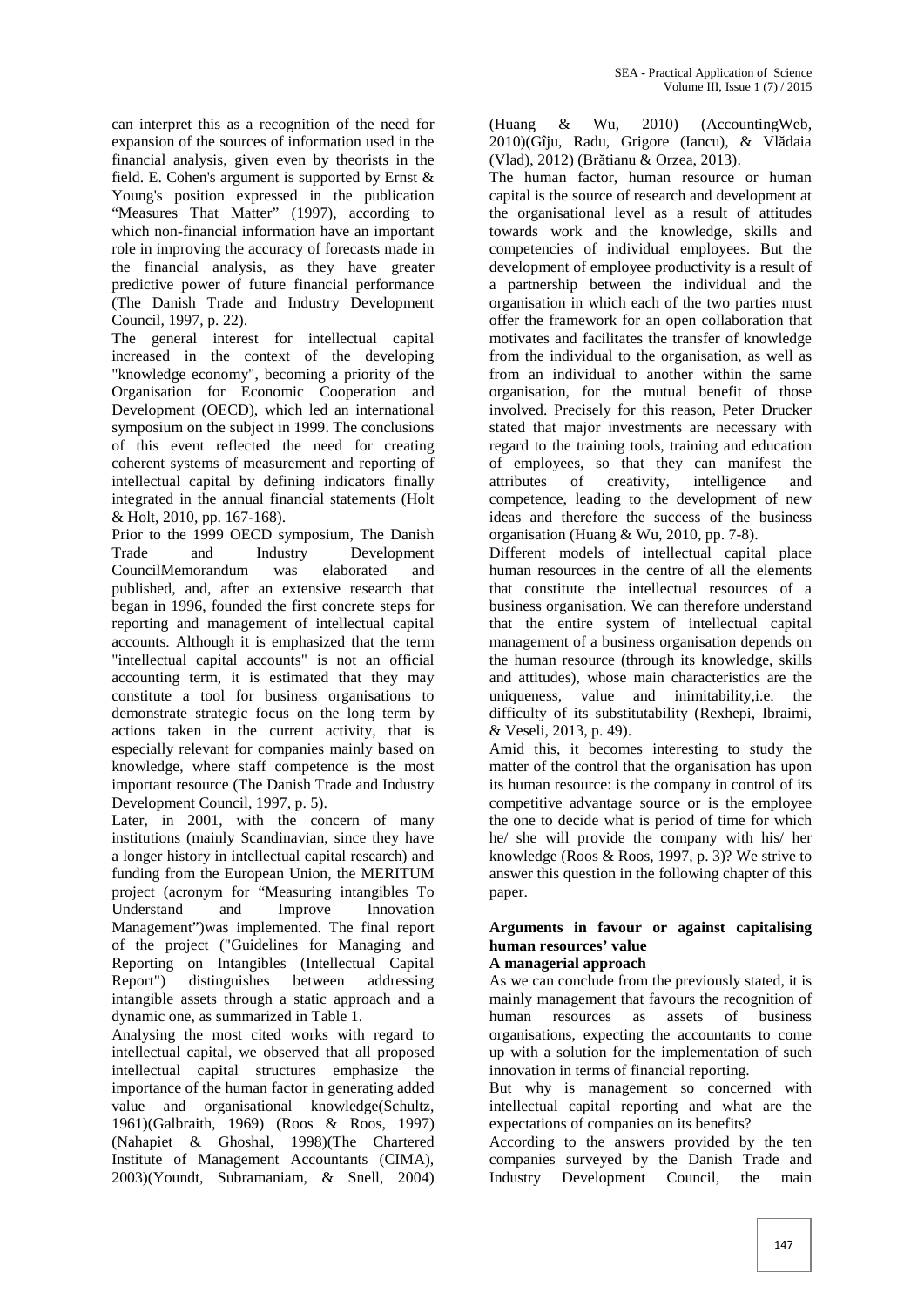can interpret this as a recognition of the need for expansion of the sources of information used in the financial analysis, given even by theorists in the field. E. Cohen's argument is supported by Ernst & Young's position expressed in the publication "Measures That Matter" (1997), according to which non-financial information have an important role in improving the accuracy of forecasts made in the financial analysis, as they have greater predictive power of future financial performance (The Danish Trade and Industry Development Council, 1997, p. 22).

The general interest for intellectual capital increased in the context of the developing "knowledge economy", becoming a priority of the Organisation for Economic Cooperation and Development (OECD), which led an international symposium on the subject in 1999. The conclusions of this event reflected the need for creating coherent systems of measurement and reporting of intellectual capital by defining indicators finally integrated in the annual financial statements (Holt & Holt, 2010, pp. 167-168).

Prior to the 1999 OECD symposium, The Danish Trade and Industry Development CouncilMemorandum was elaborated and published, and, after an extensive research that began in 1996, founded the first concrete steps for reporting and management of intellectual capital accounts. Although it is emphasized that the term "intellectual capital accounts" is not an official accounting term, it is estimated that they may constitute a tool for business organisations to demonstrate strategic focus on the long term by actions taken in the current activity, that is especially relevant for companies mainly based on knowledge, where staff competence is the most important resource (The Danish Trade and Industry Development Council, 1997, p. 5).

Later, in 2001, with the concern of many institutions (mainly Scandinavian, since they have a longer history in intellectual capital research) and funding from the European Union, the MERITUM project (acronym for "Measuring intangibles To Understand and Improve Innovation Management")was implemented. The final report of the project ("Guidelines for Managing and Reporting on Intangibles (Intellectual Capital Report") distinguishes between addressing intangible assets through a static approach and a dynamic one, as summarized in Table 1.

Analysing the most cited works with regard to intellectual capital, we observed that all proposed intellectual capital structures emphasize the importance of the human factor in generating added value and organisational knowledge(Schultz, 1961)(Galbraith, 1969) (Roos & Roos, 1997) (Nahapiet & Ghoshal, 1998)(The Chartered Institute of Management Accountants (CIMA), 2003)(Youndt, Subramaniam, & Snell, 2004) (Huang & Wu, 2010) (AccountingWeb, 2010)(Gîju, Radu, Grigore (Iancu), & Vlădaia (Vlad), 2012) (Brătianu & Orzea, 2013).

The human factor, human resource or human capital is the source of research and development at the organisational level as a result of attitudes towards work and the knowledge, skills and competencies of individual employees. But the development of employee productivity is a result of a partnership between the individual and the organisation in which each of the two parties must offer the framework for an open collaboration that motivates and facilitates the transfer of knowledge from the individual to the organisation, as well as from an individual to another within the same organisation, for the mutual benefit of those involved. Precisely for this reason, Peter Drucker stated that major investments are necessary with regard to the training tools, training and education of employees, so that they can manifest the attributes of creativity, intelligence and competence, leading to the development of new ideas and therefore the success of the business organisation (Huang & Wu, 2010, pp. 7-8).

Different models of intellectual capital place human resources in the centre of all the elements that constitute the intellectual resources of a business organisation. We can therefore understand that the entire system of intellectual capital management of a business organisation depends on the human resource (through its knowledge, skills and attitudes), whose main characteristics are the uniqueness, value and inimitability,i.e. the difficulty of its substitutability (Rexhepi, Ibraimi, & Veseli, 2013, p. 49).

Amid this, it becomes interesting to study the matter of the control that the organisation has upon its human resource: is the company in control of its competitive advantage source or is the employee the one to decide what is period of time for which he/ she will provide the company with his/ her knowledge (Roos & Roos, 1997, p. 3)? We strive to answer this question in the following chapter of this paper.

## Arguments in favour or against capitalising human resources' value

### A managerial approach

As we can conclude from the previously stated, it is mainly management that favours the recognition of human resources as assets of business organisations, expecting the accountants to come up with a solution for the implementation of such innovation in terms of financial reporting.

But why is management so concerned with intellectual capital reporting and what are the expectations of companies on its benefits?

According to the answers provided by the ten companies surveyed by the Danish Trade and Industry Development Council, the main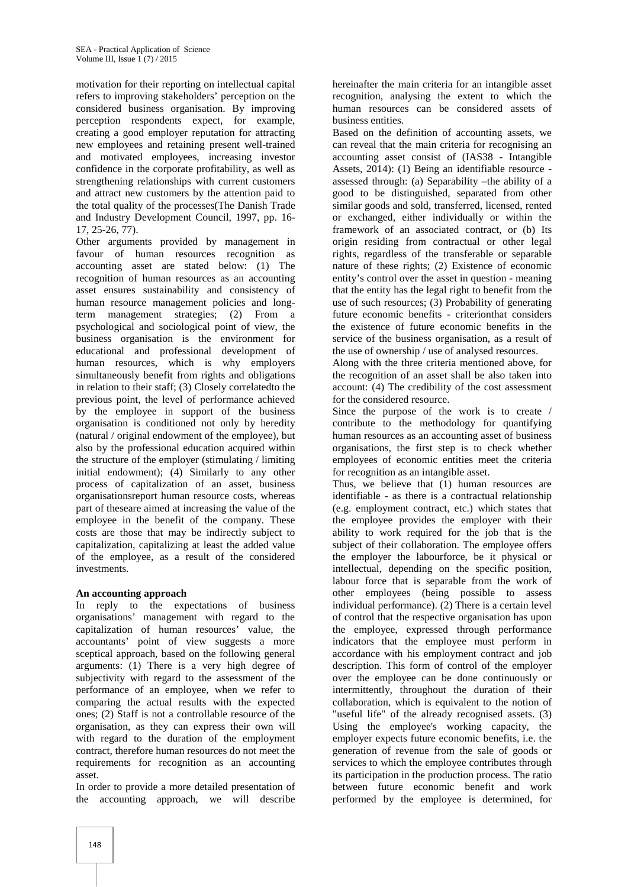motivation for their reporting on intellectual capital refers to improving stakeholders' perception on the considered business organisation. By improving perception respondents expect, for example, creating a good employer reputation for attracting new employees and retaining present well-trained and motivated employees, increasing investor confidence in the corporate profitability, as well as strengthening relationships with current customers and attract new customers by the attention paid to the total quality of the processes(The Danish Trade and Industry Development Council, 1997, pp. 16-17, 25-26, 77).

Other arguments provided by management in favour of human resources recognition as accounting asset are stated below: (1) The recognition of human resources as an accounting asset ensures sustainability and consistency of human resource management policies and long-term management strategies; (2) From a psychological and sociological point of view, the business organisation is the environment for educational and professional development of human resources, which is why employers simultaneously benefit from rights and obligations in relation to their staff; (3) Closely correlatedto the previous point, the level of performance achieved by the employee in support of the business organisation is conditioned not only by heredity (natural / original endowment of the employee), but also by the professional education acquired within the structure of the employer (stimulating / limiting initial endowment); (4) Similarly to any other process of capitalization of an asset, business organisationsreport human resource costs, whereas part of theseare aimed at increasing the value of the employee in the benefit of the company. These costs are those that may be indirectly subject to capitalization, capitalizing at least the added value of the employee, as a result of the considered investments.

**An accounting approach**

In reply to the expectations of business organisations' management with regard to the capitalization of human resources' value, the accountants' point of view suggests a more sceptical approach, based on the following general arguments: (1) There is a very high degree of subjectivity with regard to the assessment of the performance of an employee, when we refer to comparing the actual results with the expected ones; (2) Staff is not a controllable resource of the organisation, as they can express their own will with regard to the duration of the employment contract, therefore human resources do not meet the requirements for recognition as an accounting asset.

In order to provide a more detailed presentation of the accounting approach, we will describe hereinafter the main criteria for an intangible asset recognition, analysing the extent to which the human resources can be considered assets of business entities.

Based on the definition of accounting assets, we can reveal that the main criteria for recognising an accounting asset consist of (IAS38 - Intangible Assets, 2014): (1) Being an identifiable resource - assessed through: (a) Separability –the ability of a good to be distinguished, separated from other similar goods and sold, transferred, licensed, rented or exchanged, either individually or within the framework of an associated contract, or (b) Its origin residing from contractual or other legal rights, regardless of the transferable or separable nature of these rights; (2) Existence of economic entity's control over the asset in question - meaning that the entity has the legal right to benefit from the use of such resources; (3) Probability of generating future economic benefits - criterionthat considers the existence of future economic benefits in the service of the business organisation, as a result of the use of ownership / use of analysed resources.

Along with the three criteria mentioned above, for the recognition of an asset shall be also taken into account: (4) The credibility of the cost assessment for the considered resource.

Since the purpose of the work is to create / contribute to the methodology for quantifying human resources as an accounting asset of business organisations, the first step is to check whether employees of economic entities meet the criteria for recognition as an intangible asset.

Thus, we believe that (1) human resources are identifiable - as there is a contractual relationship (e.g. employment contract, etc.) which states that the employee provides the employer with their ability to work required for the job that is the subject of their collaboration. The employee offers the employer the labourforce, be it physical or intellectual, depending on the specific position, labour force that is separable from the work of other employees (being possible to assess individual performance). (2) There is a certain level of control that the respective organisation has upon the employee, expressed through performance indicators that the employee must perform in accordance with his employment contract and job description. This form of control of the employer over the employee can be done continuously or intermittently, throughout the duration of their collaboration, which is equivalent to the notion of "useful life" of the already recognised assets. (3) Using the employee's working capacity, the employer expects future economic benefits, i.e. the generation of revenue from the sale of goods or services to which the employee contributes through its participation in the production process. The ratio between future economic benefit and work performed by the employee is determined, for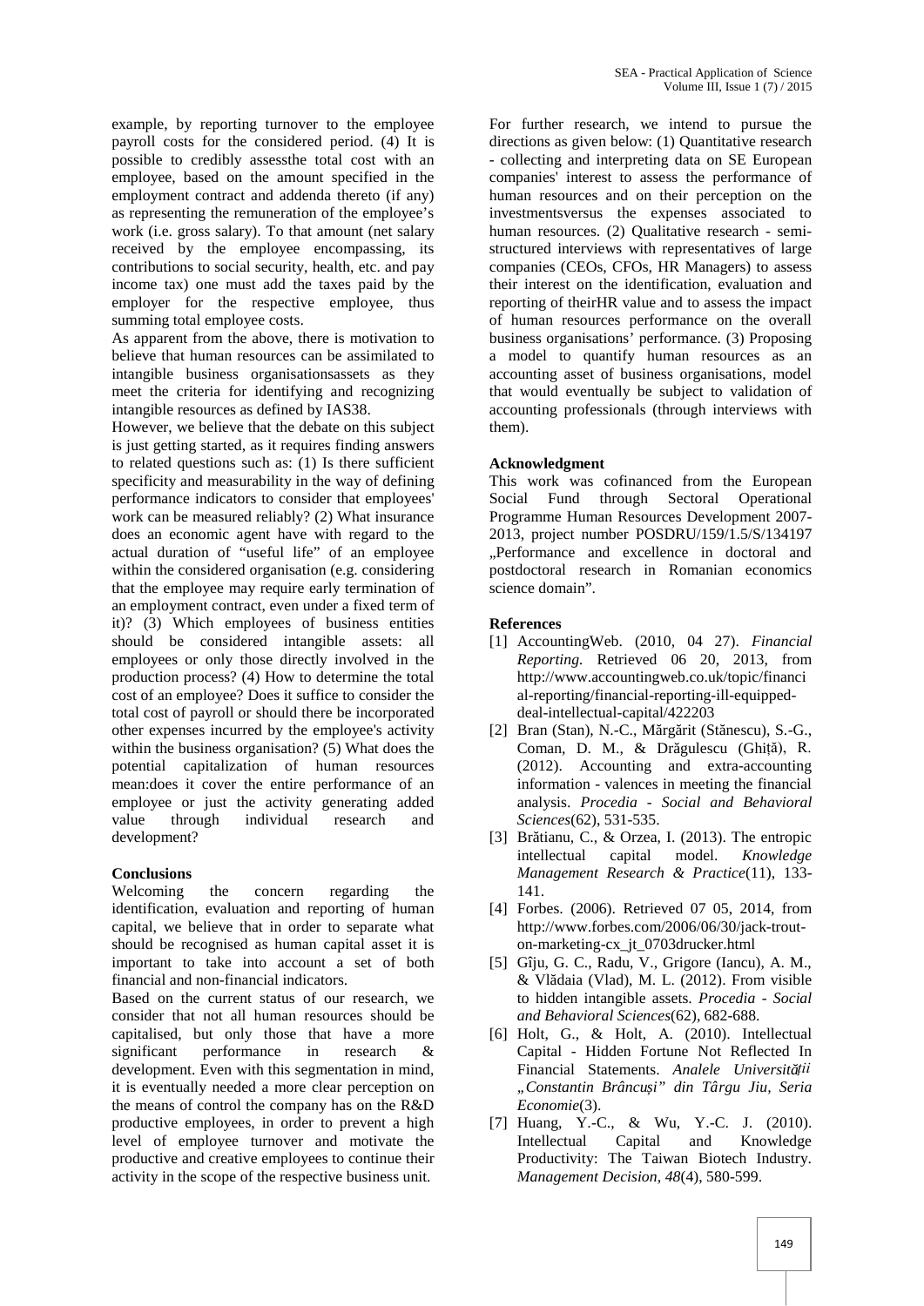example, by reporting turnover to the employee payroll costs for the considered period. (4) It is possible to credibly assessthe total cost with an employee, based on the amount specified in the employment contract and addenda thereto (if any) as representing the remuneration of the employee's work (i.e. gross salary). To that amount (net salary received by the employee encompassing, its contributions to social security, health, etc. and pay income tax) one must add the taxes paid by the employer for the respective employee, thus summing total employee costs.

As apparent from the above, there is motivation to believe that human resources can be assimilated to intangible business organisationsassets as they meet the criteria for identifying and recognizing intangible resources as defined by IAS38.

However, we believe that the debate on this subject is just getting started, as it requires finding answers to related questions such as: (1) Is there sufficient specificity and measurability in the way of defining performance indicators to consider that employees' work can be measured reliably? (2) What insurance does an economic agent have with regard to the actual duration of "useful life" of an employee within the considered organisation (e.g. considering that the employee may require early termination of an employment contract, even under a fixed term of it)? (3) Which employees of business entities should be considered intangible assets: all employees or only those directly involved in the production process? (4) How to determine the total cost of an employee? Does it suffice to consider the total cost of payroll or should there be incorporated other expenses incurred by the employee's activity within the business organisation? (5) What does the potential capitalization of human resources mean:does it cover the entire performance of an employee or just the activity generating added value through individual research and development?

## Conclusions

Welcoming the concern regarding the identification, evaluation and reporting of human capital, we believe that in order to separate what should be recognised as human capital asset it is important to take into account a set of both financial and non-financial indicators.

Based on the current status of our research, we consider that not all human resources should be capitalised, but only those that have a more significant performance in research & development. Even with this segmentation in mind, it is eventually needed a more clear perception on the means of control the company has on the R&D productive employees, in order to prevent a high level of employee turnover and motivate the productive and creative employees to continue their activity in the scope of the respective business unit.

For further research, we intend to pursue the directions as given below: (1) Quantitative research - collecting and interpreting data on SE European companies' interest to assess the performance of human resources and on their perception on the investmentsversus the expenses associated to human resources. (2) Qualitative research - semi-structured interviews with representatives of large companies (CEOs, CFOs, HR Managers) to assess their interest on the identification, evaluation and reporting of theirHR value and to assess the impact of human resources performance on the overall business organisations' performance. (3) Proposing a model to quantify human resources as an accounting asset of business organisations, model that would eventually be subject to validation of accounting professionals (through interviews with them).

## Acknowledgment

This work was cofinanced from the European Social Fund through Sectoral Operational Programme Human Resources Development 2007-2013, project number POSDRU/159/1.5/S/134197 „Performance and excellence in doctoral and postdoctoral research in Romanian economics science domain".

## References

[1] AccountingWeb. (2010, 04 27). *Financial Reporting.* Retrieved 06 20, 2013, from http://www.accountingweb.co.uk/topic/financial-reporting/financial-reporting-ill-equipped-deal-intellectual-capital/422203

[2] Bran (Stan), N.-C., Mărgărit (Stănescu), S.-G., Coman, D. M., & Drăgulescu (Ghiță), R. (2012). Accounting and extra-accounting information - valences in meeting the financial analysis. *Procedia - Social and Behavioral Sciences*(62), 531-535.

[3] Brătianu, C., & Orzea, I. (2013). The entropic intellectual capital model. *Knowledge Management Research & Practice*(11), 133-141.

[4] Forbes. (2006). Retrieved 07 05, 2014, from http://www.forbes.com/2006/06/30/jack-trout-on-marketing-cx_jt_0703drucker.html

[5] Gîju, G. C., Radu, V., Grigore (Iancu), A. M., & Vlădaia (Vlad), M. L. (2012). From visible to hidden intangible assets. *Procedia - Social and Behavioral Sciences*(62), 682-688.

[6] Holt, G., & Holt, A. (2010). Intellectual Capital - Hidden Fortune Not Reflected In Financial Statements. *Analele Universității „Constantin Brâncuși" din Târgu Jiu, Seria Economie*(3).

[7] Huang, Y.-C., & Wu, Y.-C. J. (2010). Intellectual Capital and Knowledge Productivity: The Taiwan Biotech Industry. *Management Decision, 48*(4), 580-599.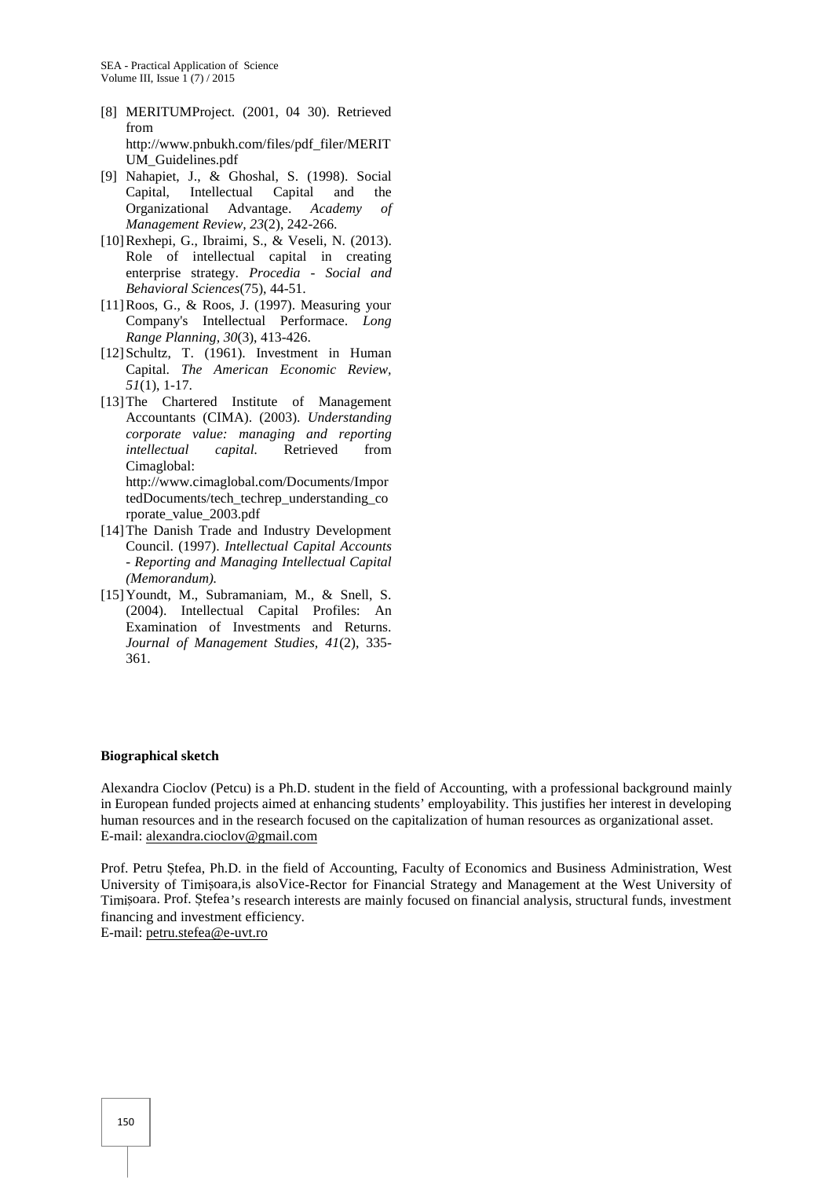[8] MERITUMProject. (2001, 04 30). Retrieved from http://www.pnbukh.com/files/pdf_filer/MERITUM_Guidelines.pdf

[9] Nahapiet, J., & Ghoshal, S. (1998). Social Capital, Intellectual Capital and the Organizational Advantage. *Academy of Management Review, 23*(2), 242-266.

[10] Rexhepi, G., Ibraimi, S., & Veseli, N. (2013). Role of intellectual capital in creating enterprise strategy. *Procedia - Social and Behavioral Sciences*(75), 44-51.

[11] Roos, G., & Roos, J. (1997). Measuring your Company's Intellectual Performace. *Long Range Planning, 30*(3), 413-426.

[12] Schultz, T. (1961). Investment in Human Capital. *The American Economic Review, 51*(1), 1-17.

[13] The Chartered Institute of Management Accountants (CIMA). (2003). *Understanding corporate value: managing and reporting intellectual capital.* Retrieved from Cimaglobal: http://www.cimaglobal.com/Documents/ImportedDocuments/tech_techrep_understanding_corporate_value_2003.pdf

[14] The Danish Trade and Industry Development Council. (1997). *Intellectual Capital Accounts - Reporting and Managing Intellectual Capital (Memorandum).*

[15] Youndt, M., Subramaniam, M., & Snell, S. (2004). Intellectual Capital Profiles: An Examination of Investments and Returns. *Journal of Management Studies, 41*(2), 335-361.

**Biographical sketch**

Alexandra Cioclov (Petcu) is a Ph.D. student in the field of Accounting, with a professional background mainly in European funded projects aimed at enhancing students' employability. This justifies her interest in developing human resources and in the research focused on the capitalization of human resources as organizational asset.
E-mail: alexandra.cioclov@gmail.com

Prof. Petru Ștefea, Ph.D. in the field of Accounting, Faculty of Economics and Business Administration, West University of Timișoara,is alsoVice-Rector for Financial Strategy and Management at the West University of Timișoara. Prof. Ștefea's research interests are mainly focused on financial analysis, structural funds, investment financing and investment efficiency.
E-mail: petru.stefea@e-uvt.ro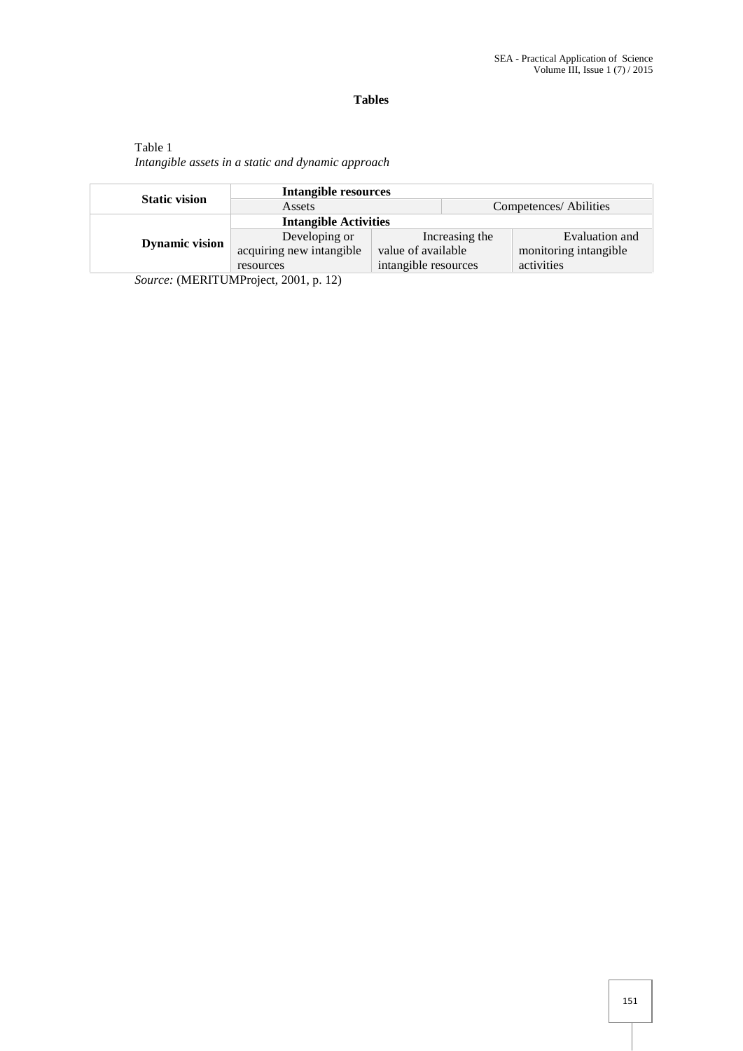**Tables**

Table 1
*Intangible assets in a static and dynamic approach*

| | | | |
|---|---|---|---|
| **Static vision** | **Intangible resources** | | |
| | Assets | | Competences/ Abilities |
| **Dynamic vision** | **Intangible Activities** | | |
| | Developing or acquiring new intangible resources | Increasing the value of available intangible resources | Evaluation and monitoring intangible activities |

*Source:* (MERITUMProject, 2001, p. 12)